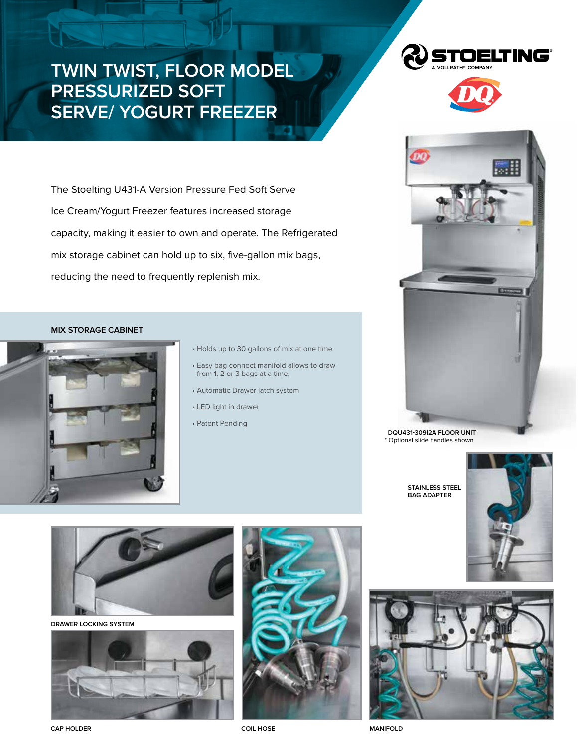# TWIN TWIST, FLOOR MODEL PRESSURIZED SOFT SERVE/ YOGURT FREEZER

STOELTING
A VOLLRATH® COMPANY

The Stoelting U431-A Version Pressure Fed Soft Serve Ice Cream/Yogurt Freezer features increased storage capacity, making it easier to own and operate. The Refrigerated mix storage cabinet can hold up to six, five-gallon mix bags, reducing the need to frequently replenish mix.

**MIX STORAGE CABINET**

- Holds up to 30 gallons of mix at one time.
- Easy bag connect manifold allows to draw from 1, 2 or 3 bags at a time.
- Automatic Drawer latch system
- LED light in drawer
- Patent Pending

**DQU431-30912A FLOOR UNIT**
* Optional slide handles shown

**STAINLESS STEEL BAG ADAPTER**

**DRAWER LOCKING SYSTEM**

**CAP HOLDER**

**COIL HOSE**

**MANIFOLD**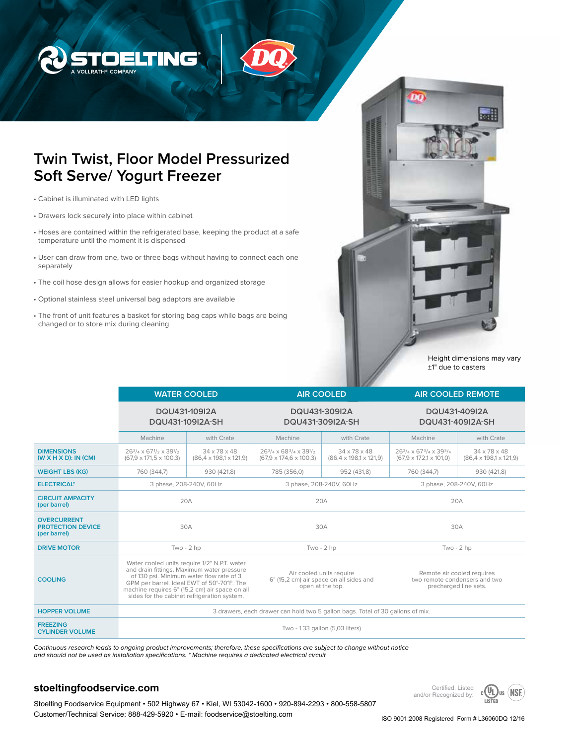STOELTING
A VOLLRATH® COMPANY

# Twin Twist, Floor Model Pressurized Soft Serve/ Yogurt Freezer

- Cabinet is illuminated with LED lights
- Drawers lock securely into place within cabinet
- Hoses are contained within the refrigerated base, keeping the product at a safe temperature until the moment it is dispensed
- User can draw from one, two or three bags without having to connect each one separately
- The coil hose design allows for easier hookup and organized storage
- Optional stainless steel universal bag adaptors are available
- The front of unit features a basket for storing bag caps while bags are being changed or to store mix during cleaning

Height dimensions may vary ±1" due to casters

| | WATER COOLED | | AIR COOLED | | AIR COOLED REMOTE | |
|---|---|---|---|---|---|---|
| | DQU431-109I2A DQU431-109I2A-SH | | DQU431-309I2A DQU431-309I2A-SH | | DQU431-409I2A DQU431-409I2A-SH | |
| | Machine | with Crate | Machine | with Crate | Machine | with Crate |
| **DIMENSIONS (W X H X D): IN (CM)** | 26¾ x 67½ x 39½ (67,9 x 171,5 x 100,3) | 34 x 78 x 48 (86,4 x 198,1 x 121,9) | 26¾ x 68¾ x 39½ (67,9 x 174,6 x 100,3) | 34 x 78 x 48 (86,4 x 198,1 x 121,9) | 26¾ x 67¾ x 39¾ (67,9 x 172,1 x 101,0) | 34 x 78 x 48 (86,4 x 198,1 x 121,9) |
| **WEIGHT LBS (KG)** | 760 (344,7) | 930 (421,8) | 785 (356,0) | 952 (431,8) | 760 (344,7) | 930 (421,8) |
| **ELECTRICAL*** | 3 phase, 208-240V, 60Hz | | 3 phase, 208-240V, 60Hz | | 3 phase, 208-240V, 60Hz | |
| **CIRCUIT AMPACITY (per barrel)** | 20A | | 20A | | 20A | |
| **OVERCURRENT PROTECTION DEVICE (per barrel)** | 30A | | 30A | | 30A | |
| **DRIVE MOTOR** | Two - 2 hp | | Two - 2 hp | | Two - 2 hp | |
| **COOLING** | Water cooled units require 1/2" N.P.T. water and drain fittings. Maximum water pressure of 130 psi. Minimum water flow rate of 3 GPM per barrel. Ideal EWT of 50°-70°F. The machine requires 6" (15,2 cm) air space on all sides for the cabinet refrigeration system. | | Air cooled units require 6" (15,2 cm) air space on all sides and open at the top. | | Remote air cooled requires two remote condensers and two precharged line sets. | |
| **HOPPER VOLUME** | 3 drawers, each drawer can hold two 5 gallon bags. Total of 30 gallons of mix. | | | | | |
| **FREEZING CYLINDER VOLUME** | Two - 1.33 gallon (5,03 liters) | | | | | |

*Continuous research leads to ongoing product improvements; therefore, these specifications are subject to change without notice and should not be used as installation specifications. * Machine requires a dedicated electrical circuit*

**stoeltingfoodservice.com**

Stoelting Foodservice Equipment • 502 Highway 67 • Kiel, WI 53042-1600 • 920-894-2293 • 800-558-5807
Customer/Technical Service: 888-429-5920 • E-mail: foodservice@stoelting.com

Certified, Listed and/or Recognized by: c UL us LISTED NSF

ISO 9001:2008 Registered Form # L36060DQ 12/16